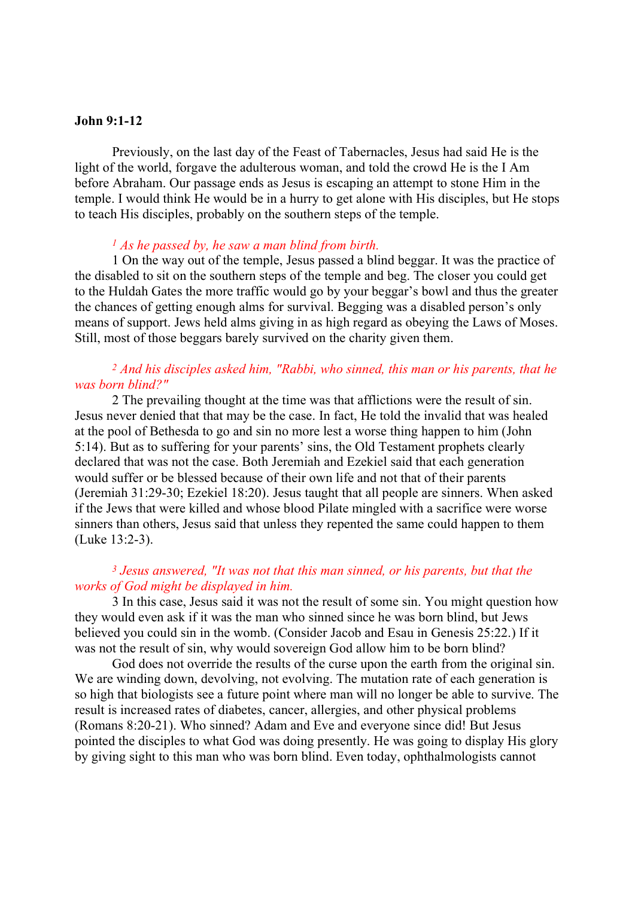**John 9:1-12**

Previously, on the last day of the Feast of Tabernacles, Jesus had said He is the light of the world, forgave the adulterous woman, and told the crowd He is the I Am before Abraham. Our passage ends as Jesus is escaping an attempt to stone Him in the temple. I would think He would be in a hurry to get alone with His disciples, but He stops to teach His disciples, probably on the southern steps of the temple.

*[1] As he passed by, he saw a man blind from birth.*

1 On the way out of the temple, Jesus passed a blind beggar. It was the practice of the disabled to sit on the southern steps of the temple and beg. The closer you could get to the Huldah Gates the more traffic would go by your beggar's bowl and thus the greater the chances of getting enough alms for survival. Begging was a disabled person's only means of support. Jews held alms giving in as high regard as obeying the Laws of Moses. Still, most of those beggars barely survived on the charity given them.

*[2] And his disciples asked him, "Rabbi, who sinned, this man or his parents, that he was born blind?"*

2 The prevailing thought at the time was that afflictions were the result of sin. Jesus never denied that that may be the case. In fact, He told the invalid that was healed at the pool of Bethesda to go and sin no more lest a worse thing happen to him (John 5:14). But as to suffering for your parents' sins, the Old Testament prophets clearly declared that was not the case. Both Jeremiah and Ezekiel said that each generation would suffer or be blessed because of their own life and not that of their parents (Jeremiah 31:29-30; Ezekiel 18:20). Jesus taught that all people are sinners. When asked if the Jews that were killed and whose blood Pilate mingled with a sacrifice were worse sinners than others, Jesus said that unless they repented the same could happen to them (Luke 13:2-3).

*[3] Jesus answered, "It was not that this man sinned, or his parents, but that the works of God might be displayed in him.*

3 In this case, Jesus said it was not the result of some sin. You might question how they would even ask if it was the man who sinned since he was born blind, but Jews believed you could sin in the womb. (Consider Jacob and Esau in Genesis 25:22.) If it was not the result of sin, why would sovereign God allow him to be born blind?

God does not override the results of the curse upon the earth from the original sin. We are winding down, devolving, not evolving. The mutation rate of each generation is so high that biologists see a future point where man will no longer be able to survive. The result is increased rates of diabetes, cancer, allergies, and other physical problems (Romans 8:20-21). Who sinned? Adam and Eve and everyone since did! But Jesus pointed the disciples to what God was doing presently. He was going to display His glory by giving sight to this man who was born blind. Even today, ophthalmologists cannot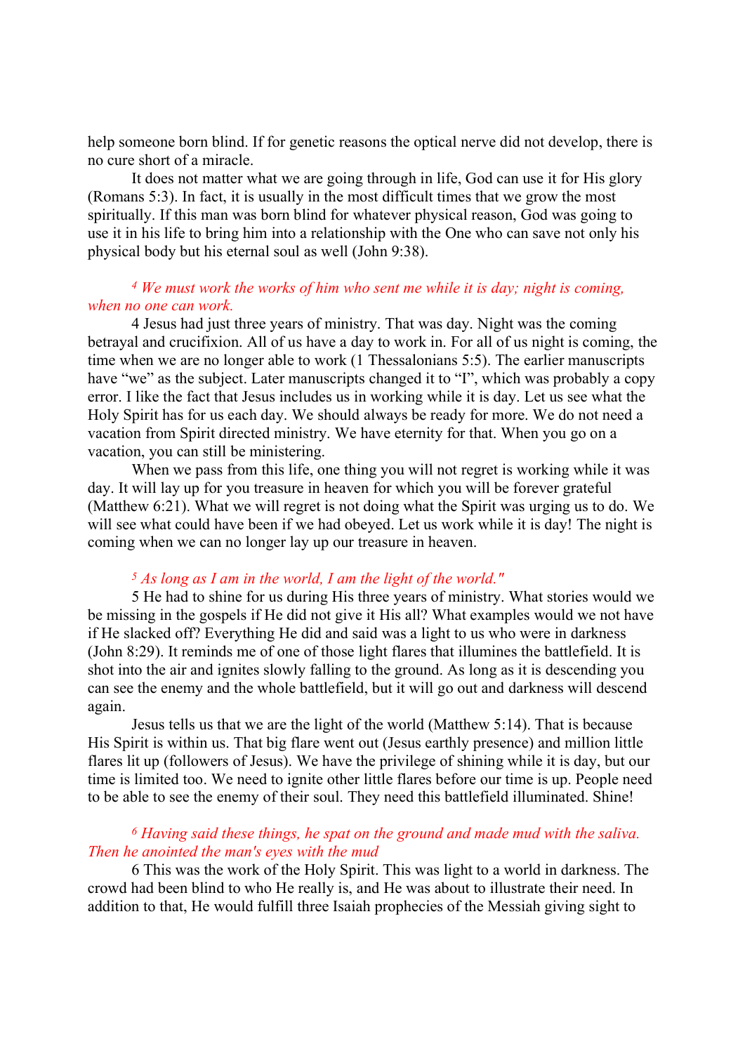help someone born blind. If for genetic reasons the optical nerve did not develop, there is no cure short of a miracle.

It does not matter what we are going through in life, God can use it for His glory (Romans 5:3). In fact, it is usually in the most difficult times that we grow the most spiritually. If this man was born blind for whatever physical reason, God was going to use it in his life to bring him into a relationship with the One who can save not only his physical body but his eternal soul as well (John 9:38).

*[4] We must work the works of him who sent me while it is day; night is coming, when no one can work.*

4 Jesus had just three years of ministry. That was day. Night was the coming betrayal and crucifixion. All of us have a day to work in. For all of us night is coming, the time when we are no longer able to work (1 Thessalonians 5:5). The earlier manuscripts have "we" as the subject. Later manuscripts changed it to "I", which was probably a copy error. I like the fact that Jesus includes us in working while it is day. Let us see what the Holy Spirit has for us each day. We should always be ready for more. We do not need a vacation from Spirit directed ministry. We have eternity for that. When you go on a vacation, you can still be ministering.

When we pass from this life, one thing you will not regret is working while it was day. It will lay up for you treasure in heaven for which you will be forever grateful (Matthew 6:21). What we will regret is not doing what the Spirit was urging us to do. We will see what could have been if we had obeyed. Let us work while it is day! The night is coming when we can no longer lay up our treasure in heaven.

*[5] As long as I am in the world, I am the light of the world."*

5 He had to shine for us during His three years of ministry. What stories would we be missing in the gospels if He did not give it His all? What examples would we not have if He slacked off? Everything He did and said was a light to us who were in darkness (John 8:29). It reminds me of one of those light flares that illumines the battlefield. It is shot into the air and ignites slowly falling to the ground. As long as it is descending you can see the enemy and the whole battlefield, but it will go out and darkness will descend again.

Jesus tells us that we are the light of the world (Matthew 5:14). That is because His Spirit is within us. That big flare went out (Jesus earthly presence) and million little flares lit up (followers of Jesus). We have the privilege of shining while it is day, but our time is limited too. We need to ignite other little flares before our time is up. People need to be able to see the enemy of their soul. They need this battlefield illuminated. Shine!

*[6] Having said these things, he spat on the ground and made mud with the saliva. Then he anointed the man's eyes with the mud*

6 This was the work of the Holy Spirit. This was light to a world in darkness. The crowd had been blind to who He really is, and He was about to illustrate their need. In addition to that, He would fulfill three Isaiah prophecies of the Messiah giving sight to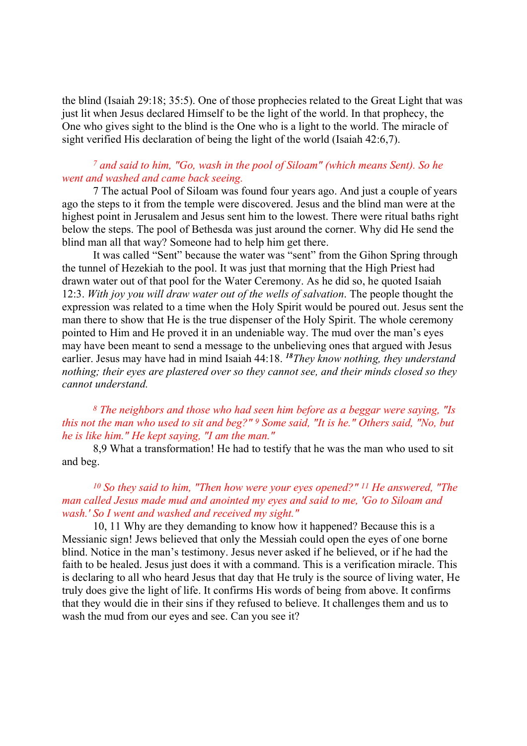the blind (Isaiah 29:18; 35:5). One of those prophecies related to the Great Light that was just lit when Jesus declared Himself to be the light of the world. In that prophecy, the One who gives sight to the blind is the One who is a light to the world. The miracle of sight verified His declaration of being the light of the world (Isaiah 42:6,7).

*7 and said to him, "Go, wash in the pool of Siloam" (which means Sent). So he went and washed and came back seeing.*

7 The actual Pool of Siloam was found four years ago. And just a couple of years ago the steps to it from the temple were discovered. Jesus and the blind man were at the highest point in Jerusalem and Jesus sent him to the lowest. There were ritual baths right below the steps. The pool of Bethesda was just around the corner. Why did He send the blind man all that way? Someone had to help him get there.

It was called "Sent" because the water was "sent" from the Gihon Spring through the tunnel of Hezekiah to the pool. It was just that morning that the High Priest had drawn water out of that pool for the Water Ceremony. As he did so, he quoted Isaiah 12:3. *With joy you will draw water out of the wells of salvation*. The people thought the expression was related to a time when the Holy Spirit would be poured out. Jesus sent the man there to show that He is the true dispenser of the Holy Spirit. The whole ceremony pointed to Him and He proved it in an undeniable way. The mud over the man's eyes may have been meant to send a message to the unbelieving ones that argued with Jesus earlier. Jesus may have had in mind Isaiah 44:18. ***18****They know nothing, they understand nothing; their eyes are plastered over so they cannot see, and their minds closed so they cannot understand.*

*8 The neighbors and those who had seen him before as a beggar were saying, "Is this not the man who used to sit and beg?" 9 Some said, "It is he." Others said, "No, but he is like him." He kept saying, "I am the man."*

8,9 What a transformation! He had to testify that he was the man who used to sit and beg.

*10 So they said to him, "Then how were your eyes opened?" 11 He answered, "The man called Jesus made mud and anointed my eyes and said to me, 'Go to Siloam and wash.' So I went and washed and received my sight."*

10, 11 Why are they demanding to know how it happened? Because this is a Messianic sign! Jews believed that only the Messiah could open the eyes of one borne blind. Notice in the man's testimony. Jesus never asked if he believed, or if he had the faith to be healed. Jesus just does it with a command. This is a verification miracle. This is declaring to all who heard Jesus that day that He truly is the source of living water, He truly does give the light of life. It confirms His words of being from above. It confirms that they would die in their sins if they refused to believe. It challenges them and us to wash the mud from our eyes and see. Can you see it?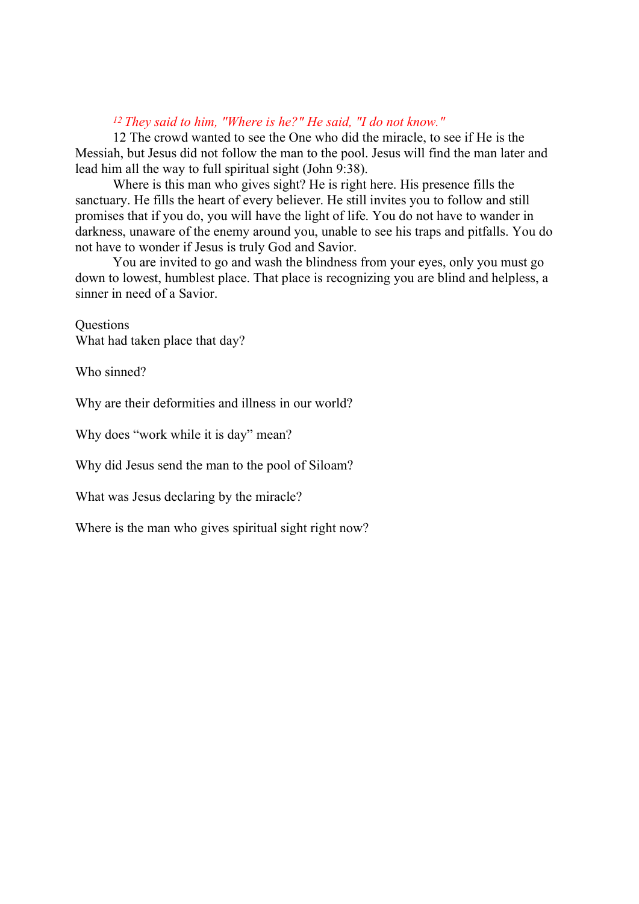*[12] They said to him, "Where is he?" He said, "I do not know."*

12 The crowd wanted to see the One who did the miracle, to see if He is the Messiah, but Jesus did not follow the man to the pool. Jesus will find the man later and lead him all the way to full spiritual sight (John 9:38).

Where is this man who gives sight? He is right here. His presence fills the sanctuary. He fills the heart of every believer. He still invites you to follow and still promises that if you do, you will have the light of life. You do not have to wander in darkness, unaware of the enemy around you, unable to see his traps and pitfalls. You do not have to wonder if Jesus is truly God and Savior.

You are invited to go and wash the blindness from your eyes, only you must go down to lowest, humblest place. That place is recognizing you are blind and helpless, a sinner in need of a Savior.

Questions

What had taken place that day?

Who sinned?

Why are their deformities and illness in our world?

Why does "work while it is day" mean?

Why did Jesus send the man to the pool of Siloam?

What was Jesus declaring by the miracle?

Where is the man who gives spiritual sight right now?